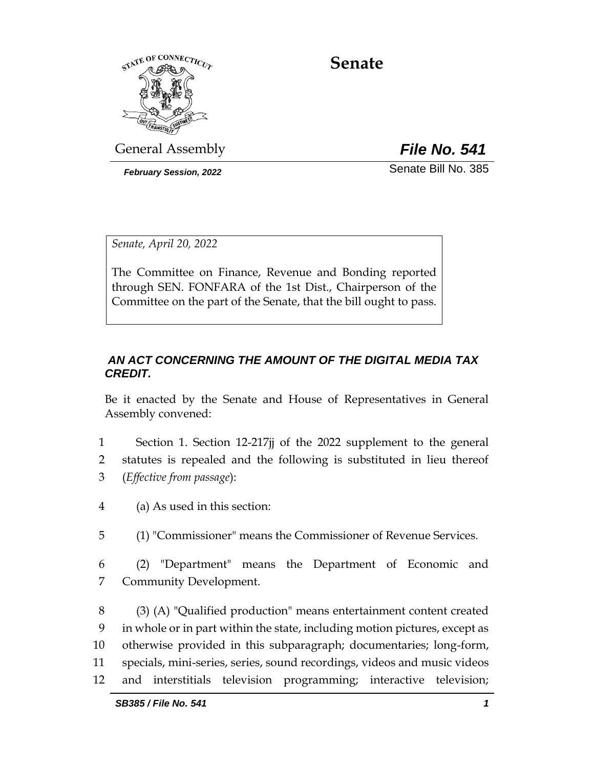# Senate

General Assembly

***File No. 541***

***February Session, 2022***

Senate Bill No. 385

*Senate, April 20, 2022*

The Committee on Finance, Revenue and Bonding reported through SEN. FONFARA of the 1st Dist., Chairperson of the Committee on the part of the Senate, that the bill ought to pass.

***AN ACT CONCERNING THE AMOUNT OF THE DIGITAL MEDIA TAX CREDIT.***

Be it enacted by the Senate and House of Representatives in General Assembly convened:

1 Section 1. Section 12-217jj of the 2022 supplement to the general
2 statutes is repealed and the following is substituted in lieu thereof
3 (*Effective from passage*):

4 (a) As used in this section:

5 (1) "Commissioner" means the Commissioner of Revenue Services.

6 (2) "Department" means the Department of Economic and
7 Community Development.

8 (3) (A) "Qualified production" means entertainment content created
9 in whole or in part within the state, including motion pictures, except as
10 otherwise provided in this subparagraph; documentaries; long-form,
11 specials, mini-series, series, sound recordings, videos and music videos
12 and interstitials television programming; interactive television;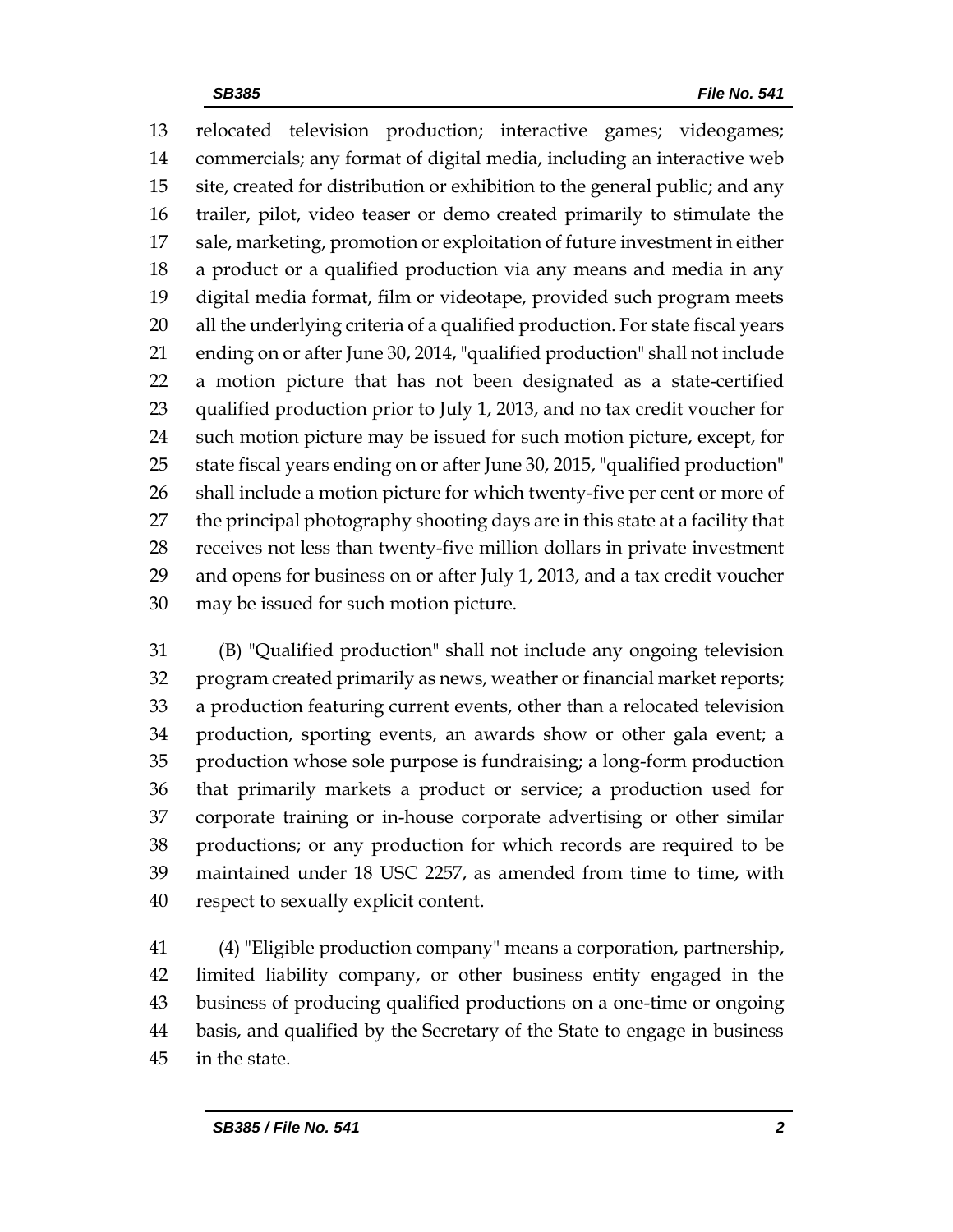relocated television production; interactive games; videogames; commercials; any format of digital media, including an interactive web site, created for distribution or exhibition to the general public; and any trailer, pilot, video teaser or demo created primarily to stimulate the sale, marketing, promotion or exploitation of future investment in either a product or a qualified production via any means and media in any digital media format, film or videotape, provided such program meets all the underlying criteria of a qualified production. For state fiscal years ending on or after June 30, 2014, "qualified production" shall not include a motion picture that has not been designated as a state-certified qualified production prior to July 1, 2013, and no tax credit voucher for such motion picture may be issued for such motion picture, except, for state fiscal years ending on or after June 30, 2015, "qualified production" shall include a motion picture for which twenty-five per cent or more of the principal photography shooting days are in this state at a facility that receives not less than twenty-five million dollars in private investment and opens for business on or after July 1, 2013, and a tax credit voucher may be issued for such motion picture.

(B) "Qualified production" shall not include any ongoing television program created primarily as news, weather or financial market reports; a production featuring current events, other than a relocated television production, sporting events, an awards show or other gala event; a production whose sole purpose is fundraising; a long-form production that primarily markets a product or service; a production used for corporate training or in-house corporate advertising or other similar productions; or any production for which records are required to be maintained under 18 USC 2257, as amended from time to time, with respect to sexually explicit content.

(4) "Eligible production company" means a corporation, partnership, limited liability company, or other business entity engaged in the business of producing qualified productions on a one-time or ongoing basis, and qualified by the Secretary of the State to engage in business in the state.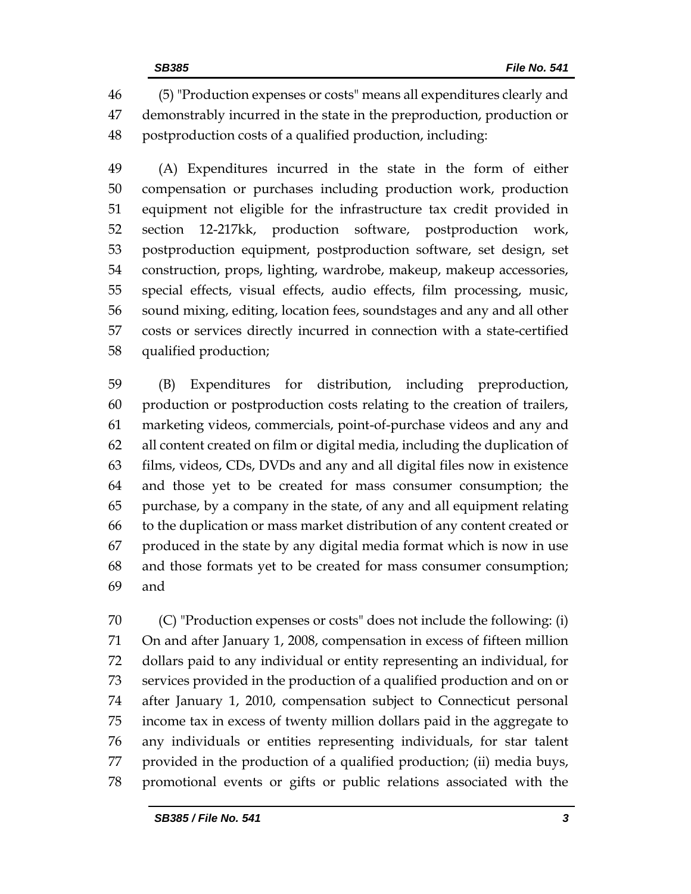(5) "Production expenses or costs" means all expenditures clearly and demonstrably incurred in the state in the preproduction, production or postproduction costs of a qualified production, including:

(A) Expenditures incurred in the state in the form of either compensation or purchases including production work, production equipment not eligible for the infrastructure tax credit provided in section 12-217kk, production software, postproduction work, postproduction equipment, postproduction software, set design, set construction, props, lighting, wardrobe, makeup, makeup accessories, special effects, visual effects, audio effects, film processing, music, sound mixing, editing, location fees, soundstages and any and all other costs or services directly incurred in connection with a state-certified qualified production;

(B) Expenditures for distribution, including preproduction, production or postproduction costs relating to the creation of trailers, marketing videos, commercials, point-of-purchase videos and any and all content created on film or digital media, including the duplication of films, videos, CDs, DVDs and any and all digital files now in existence and those yet to be created for mass consumer consumption; the purchase, by a company in the state, of any and all equipment relating to the duplication or mass market distribution of any content created or produced in the state by any digital media format which is now in use and those formats yet to be created for mass consumer consumption; and

(C) "Production expenses or costs" does not include the following: (i) On and after January 1, 2008, compensation in excess of fifteen million dollars paid to any individual or entity representing an individual, for services provided in the production of a qualified production and on or after January 1, 2010, compensation subject to Connecticut personal income tax in excess of twenty million dollars paid in the aggregate to any individuals or entities representing individuals, for star talent provided in the production of a qualified production; (ii) media buys, promotional events or gifts or public relations associated with the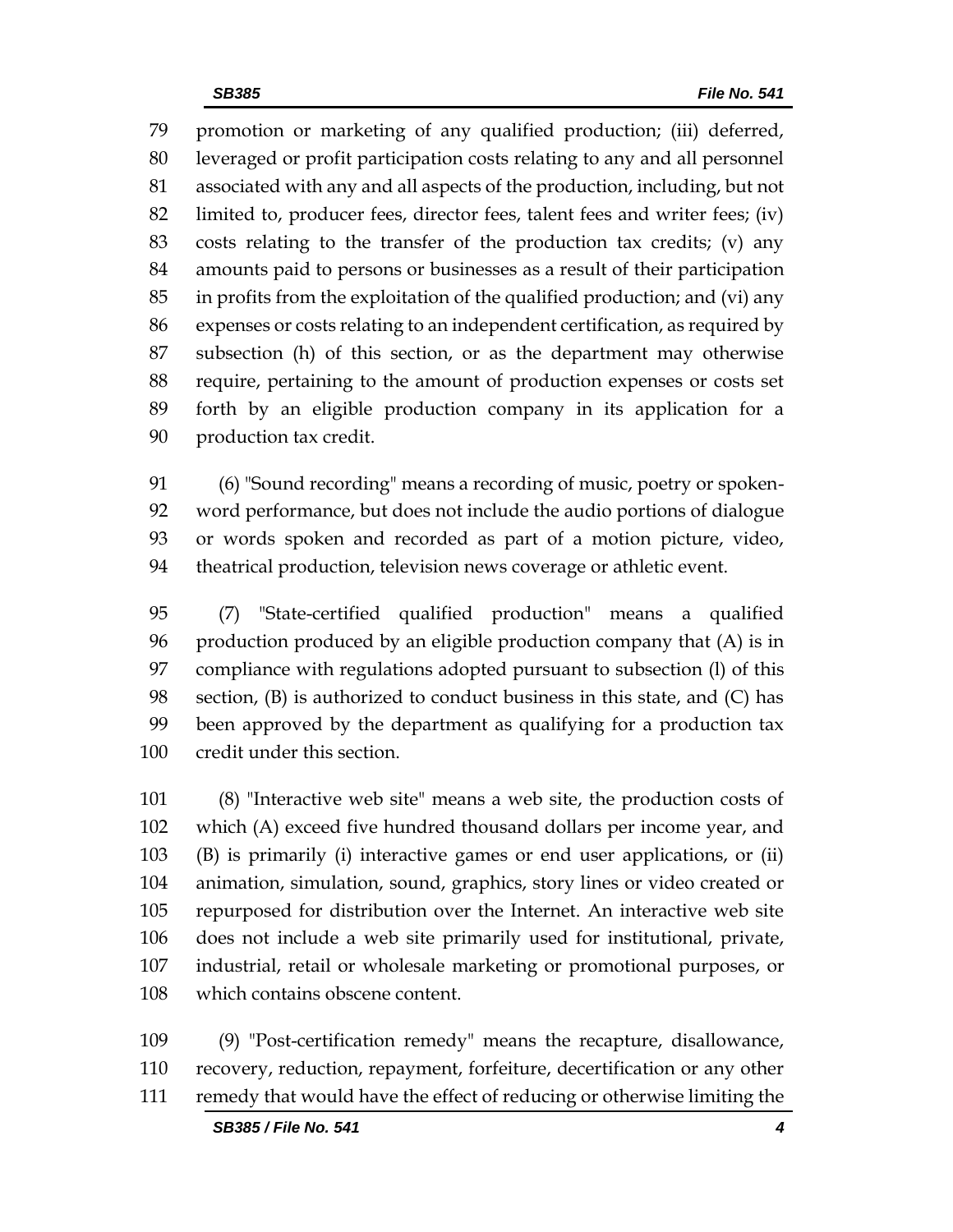promotion or marketing of any qualified production; (iii) deferred, leveraged or profit participation costs relating to any and all personnel associated with any and all aspects of the production, including, but not limited to, producer fees, director fees, talent fees and writer fees; (iv) costs relating to the transfer of the production tax credits; (v) any amounts paid to persons or businesses as a result of their participation in profits from the exploitation of the qualified production; and (vi) any expenses or costs relating to an independent certification, as required by subsection (h) of this section, or as the department may otherwise require, pertaining to the amount of production expenses or costs set forth by an eligible production company in its application for a production tax credit.

(6) "Sound recording" means a recording of music, poetry or spoken-word performance, but does not include the audio portions of dialogue or words spoken and recorded as part of a motion picture, video, theatrical production, television news coverage or athletic event.

(7) "State-certified qualified production" means a qualified production produced by an eligible production company that (A) is in compliance with regulations adopted pursuant to subsection (l) of this section, (B) is authorized to conduct business in this state, and (C) has been approved by the department as qualifying for a production tax credit under this section.

(8) "Interactive web site" means a web site, the production costs of which (A) exceed five hundred thousand dollars per income year, and (B) is primarily (i) interactive games or end user applications, or (ii) animation, simulation, sound, graphics, story lines or video created or repurposed for distribution over the Internet. An interactive web site does not include a web site primarily used for institutional, private, industrial, retail or wholesale marketing or promotional purposes, or which contains obscene content.

(9) "Post-certification remedy" means the recapture, disallowance, recovery, reduction, repayment, forfeiture, decertification or any other remedy that would have the effect of reducing or otherwise limiting the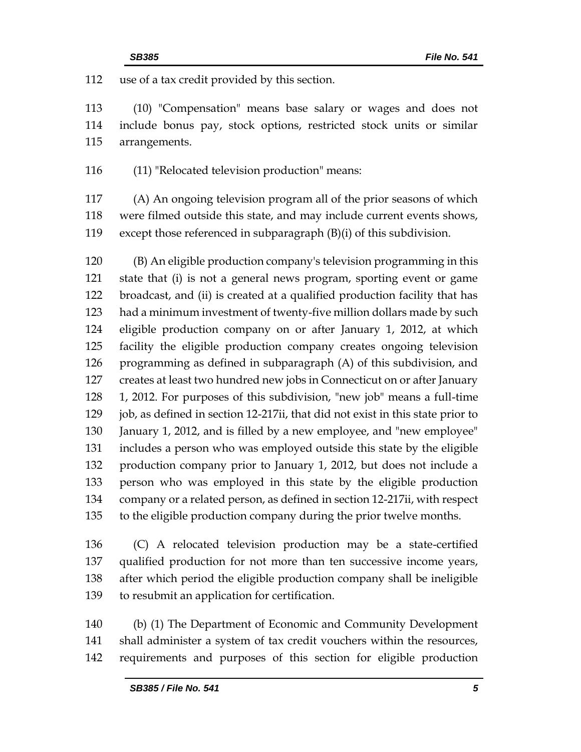use of a tax credit provided by this section.

(10) "Compensation" means base salary or wages and does not include bonus pay, stock options, restricted stock units or similar arrangements.

(11) "Relocated television production" means:

(A) An ongoing television program all of the prior seasons of which were filmed outside this state, and may include current events shows, except those referenced in subparagraph (B)(i) of this subdivision.

(B) An eligible production company's television programming in this state that (i) is not a general news program, sporting event or game broadcast, and (ii) is created at a qualified production facility that has had a minimum investment of twenty-five million dollars made by such eligible production company on or after January 1, 2012, at which facility the eligible production company creates ongoing television programming as defined in subparagraph (A) of this subdivision, and creates at least two hundred new jobs in Connecticut on or after January 1, 2012. For purposes of this subdivision, "new job" means a full-time job, as defined in section 12-217ii, that did not exist in this state prior to January 1, 2012, and is filled by a new employee, and "new employee" includes a person who was employed outside this state by the eligible production company prior to January 1, 2012, but does not include a person who was employed in this state by the eligible production company or a related person, as defined in section 12-217ii, with respect to the eligible production company during the prior twelve months.

(C) A relocated television production may be a state-certified qualified production for not more than ten successive income years, after which period the eligible production company shall be ineligible to resubmit an application for certification.

(b) (1) The Department of Economic and Community Development shall administer a system of tax credit vouchers within the resources, requirements and purposes of this section for eligible production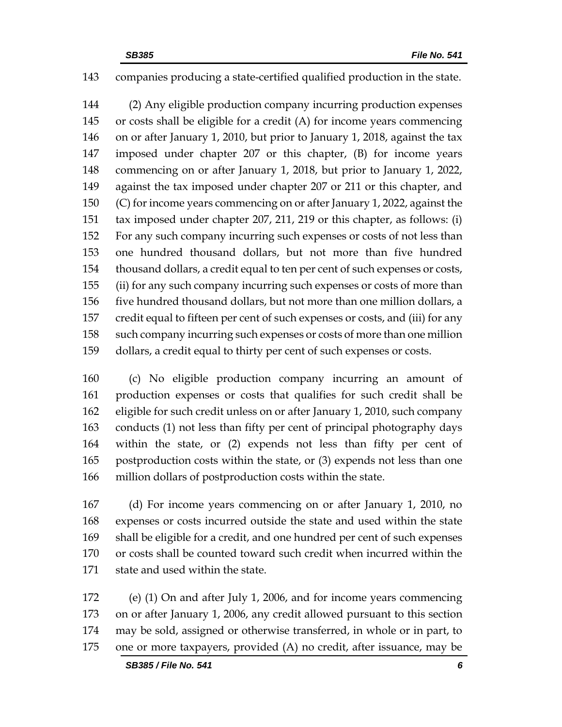companies producing a state-certified qualified production in the state.

(2) Any eligible production company incurring production expenses or costs shall be eligible for a credit (A) for income years commencing on or after January 1, 2010, but prior to January 1, 2018, against the tax imposed under chapter 207 or this chapter, (B) for income years commencing on or after January 1, 2018, but prior to January 1, 2022, against the tax imposed under chapter 207 or 211 or this chapter, and (C) for income years commencing on or after January 1, 2022, against the tax imposed under chapter 207, 211, 219 or this chapter, as follows: (i) For any such company incurring such expenses or costs of not less than one hundred thousand dollars, but not more than five hundred thousand dollars, a credit equal to ten per cent of such expenses or costs, (ii) for any such company incurring such expenses or costs of more than five hundred thousand dollars, but not more than one million dollars, a credit equal to fifteen per cent of such expenses or costs, and (iii) for any such company incurring such expenses or costs of more than one million dollars, a credit equal to thirty per cent of such expenses or costs.

(c) No eligible production company incurring an amount of production expenses or costs that qualifies for such credit shall be eligible for such credit unless on or after January 1, 2010, such company conducts (1) not less than fifty per cent of principal photography days within the state, or (2) expends not less than fifty per cent of postproduction costs within the state, or (3) expends not less than one million dollars of postproduction costs within the state.

(d) For income years commencing on or after January 1, 2010, no expenses or costs incurred outside the state and used within the state shall be eligible for a credit, and one hundred per cent of such expenses or costs shall be counted toward such credit when incurred within the state and used within the state.

(e) (1) On and after July 1, 2006, and for income years commencing on or after January 1, 2006, any credit allowed pursuant to this section may be sold, assigned or otherwise transferred, in whole or in part, to one or more taxpayers, provided (A) no credit, after issuance, may be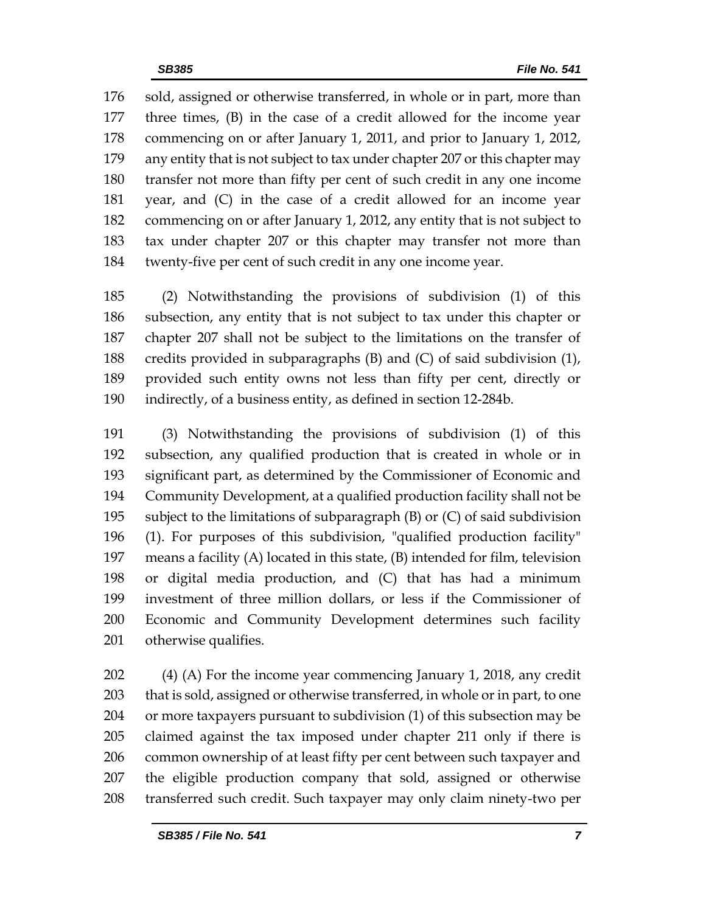sold, assigned or otherwise transferred, in whole or in part, more than three times, (B) in the case of a credit allowed for the income year commencing on or after January 1, 2011, and prior to January 1, 2012, any entity that is not subject to tax under chapter 207 or this chapter may transfer not more than fifty per cent of such credit in any one income year, and (C) in the case of a credit allowed for an income year commencing on or after January 1, 2012, any entity that is not subject to tax under chapter 207 or this chapter may transfer not more than twenty-five per cent of such credit in any one income year.

(2) Notwithstanding the provisions of subdivision (1) of this subsection, any entity that is not subject to tax under this chapter or chapter 207 shall not be subject to the limitations on the transfer of credits provided in subparagraphs (B) and (C) of said subdivision (1), provided such entity owns not less than fifty per cent, directly or indirectly, of a business entity, as defined in section 12-284b.

(3) Notwithstanding the provisions of subdivision (1) of this subsection, any qualified production that is created in whole or in significant part, as determined by the Commissioner of Economic and Community Development, at a qualified production facility shall not be subject to the limitations of subparagraph (B) or (C) of said subdivision (1). For purposes of this subdivision, "qualified production facility" means a facility (A) located in this state, (B) intended for film, television or digital media production, and (C) that has had a minimum investment of three million dollars, or less if the Commissioner of Economic and Community Development determines such facility otherwise qualifies.

(4) (A) For the income year commencing January 1, 2018, any credit that is sold, assigned or otherwise transferred, in whole or in part, to one or more taxpayers pursuant to subdivision (1) of this subsection may be claimed against the tax imposed under chapter 211 only if there is common ownership of at least fifty per cent between such taxpayer and the eligible production company that sold, assigned or otherwise transferred such credit. Such taxpayer may only claim ninety-two per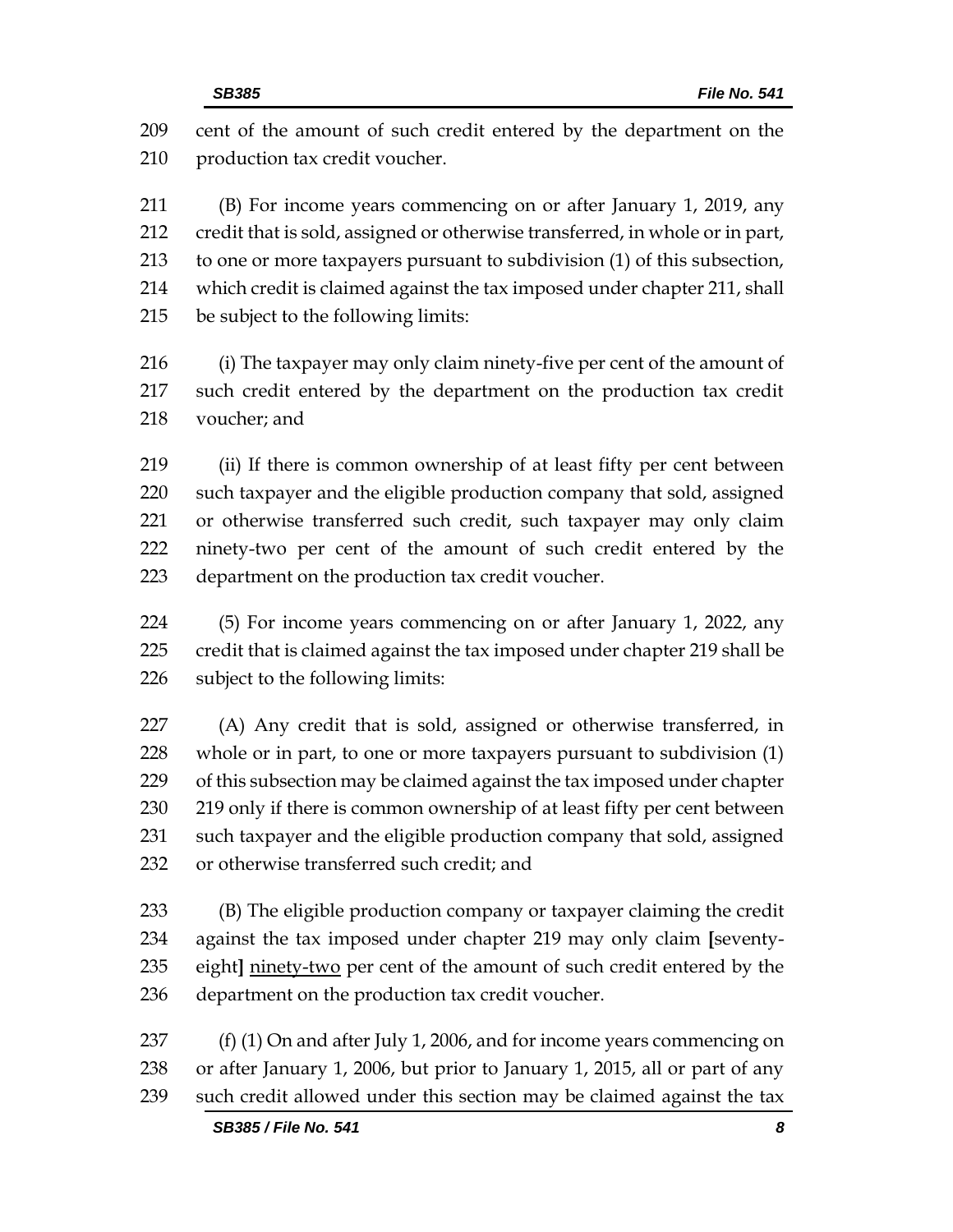209 cent of the amount of such credit entered by the department on the
210 production tax credit voucher.

211 (B) For income years commencing on or after January 1, 2019, any
212 credit that is sold, assigned or otherwise transferred, in whole or in part,
213 to one or more taxpayers pursuant to subdivision (1) of this subsection,
214 which credit is claimed against the tax imposed under chapter 211, shall
215 be subject to the following limits:

216 (i) The taxpayer may only claim ninety-five per cent of the amount of
217 such credit entered by the department on the production tax credit
218 voucher; and

219 (ii) If there is common ownership of at least fifty per cent between
220 such taxpayer and the eligible production company that sold, assigned
221 or otherwise transferred such credit, such taxpayer may only claim
222 ninety-two per cent of the amount of such credit entered by the
223 department on the production tax credit voucher.

224 (5) For income years commencing on or after January 1, 2022, any
225 credit that is claimed against the tax imposed under chapter 219 shall be
226 subject to the following limits:

227 (A) Any credit that is sold, assigned or otherwise transferred, in
228 whole or in part, to one or more taxpayers pursuant to subdivision (1)
229 of this subsection may be claimed against the tax imposed under chapter
230 219 only if there is common ownership of at least fifty per cent between
231 such taxpayer and the eligible production company that sold, assigned
232 or otherwise transferred such credit; and

233 (B) The eligible production company or taxpayer claiming the credit
234 against the tax imposed under chapter 219 may only claim **[**seventy-
235 eight**]** <u>ninety-two</u> per cent of the amount of such credit entered by the
236 department on the production tax credit voucher.

237 (f) (1) On and after July 1, 2006, and for income years commencing on
238 or after January 1, 2006, but prior to January 1, 2015, all or part of any
239 such credit allowed under this section may be claimed against the tax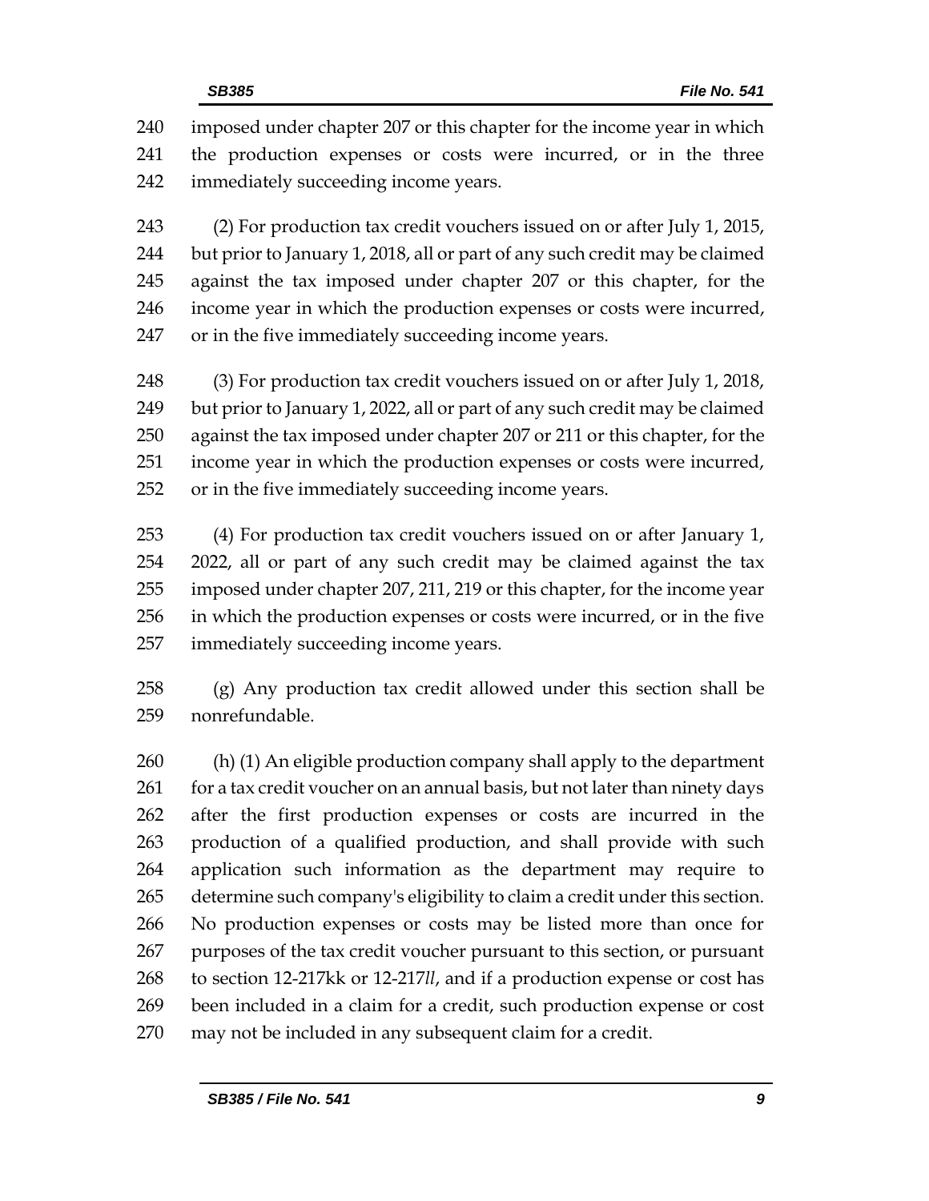imposed under chapter 207 or this chapter for the income year in which the production expenses or costs were incurred, or in the three immediately succeeding income years.

(2) For production tax credit vouchers issued on or after July 1, 2015, but prior to January 1, 2018, all or part of any such credit may be claimed against the tax imposed under chapter 207 or this chapter, for the income year in which the production expenses or costs were incurred, or in the five immediately succeeding income years.

(3) For production tax credit vouchers issued on or after July 1, 2018, but prior to January 1, 2022, all or part of any such credit may be claimed against the tax imposed under chapter 207 or 211 or this chapter, for the income year in which the production expenses or costs were incurred, or in the five immediately succeeding income years.

(4) For production tax credit vouchers issued on or after January 1, 2022, all or part of any such credit may be claimed against the tax imposed under chapter 207, 211, 219 or this chapter, for the income year in which the production expenses or costs were incurred, or in the five immediately succeeding income years.

(g) Any production tax credit allowed under this section shall be nonrefundable.

(h) (1) An eligible production company shall apply to the department for a tax credit voucher on an annual basis, but not later than ninety days after the first production expenses or costs are incurred in the production of a qualified production, and shall provide with such application such information as the department may require to determine such company's eligibility to claim a credit under this section. No production expenses or costs may be listed more than once for purposes of the tax credit voucher pursuant to this section, or pursuant to section 12-217kk or 12-217*ll*, and if a production expense or cost has been included in a claim for a credit, such production expense or cost may not be included in any subsequent claim for a credit.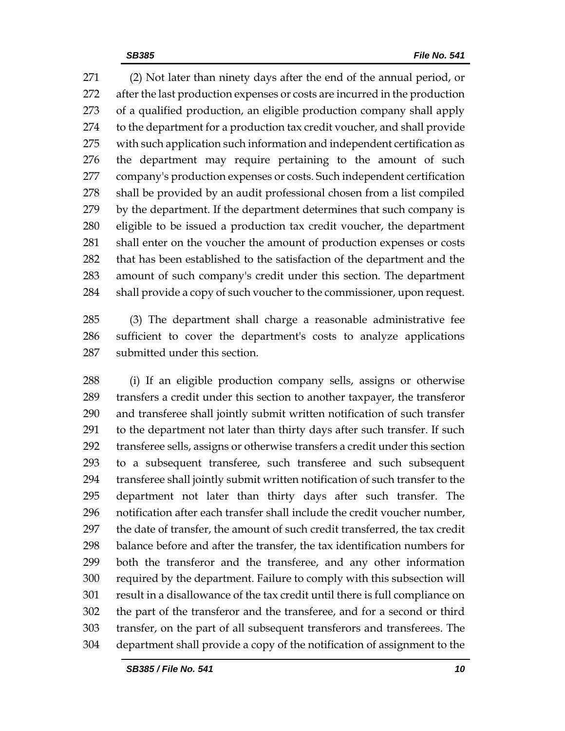(2) Not later than ninety days after the end of the annual period, or after the last production expenses or costs are incurred in the production of a qualified production, an eligible production company shall apply to the department for a production tax credit voucher, and shall provide with such application such information and independent certification as the department may require pertaining to the amount of such company's production expenses or costs. Such independent certification shall be provided by an audit professional chosen from a list compiled by the department. If the department determines that such company is eligible to be issued a production tax credit voucher, the department shall enter on the voucher the amount of production expenses or costs that has been established to the satisfaction of the department and the amount of such company's credit under this section. The department shall provide a copy of such voucher to the commissioner, upon request.

(3) The department shall charge a reasonable administrative fee sufficient to cover the department's costs to analyze applications submitted under this section.

(i) If an eligible production company sells, assigns or otherwise transfers a credit under this section to another taxpayer, the transferor and transferee shall jointly submit written notification of such transfer to the department not later than thirty days after such transfer. If such transferee sells, assigns or otherwise transfers a credit under this section to a subsequent transferee, such transferee and such subsequent transferee shall jointly submit written notification of such transfer to the department not later than thirty days after such transfer. The notification after each transfer shall include the credit voucher number, the date of transfer, the amount of such credit transferred, the tax credit balance before and after the transfer, the tax identification numbers for both the transferor and the transferee, and any other information required by the department. Failure to comply with this subsection will result in a disallowance of the tax credit until there is full compliance on the part of the transferor and the transferee, and for a second or third transfer, on the part of all subsequent transferors and transferees. The department shall provide a copy of the notification of assignment to the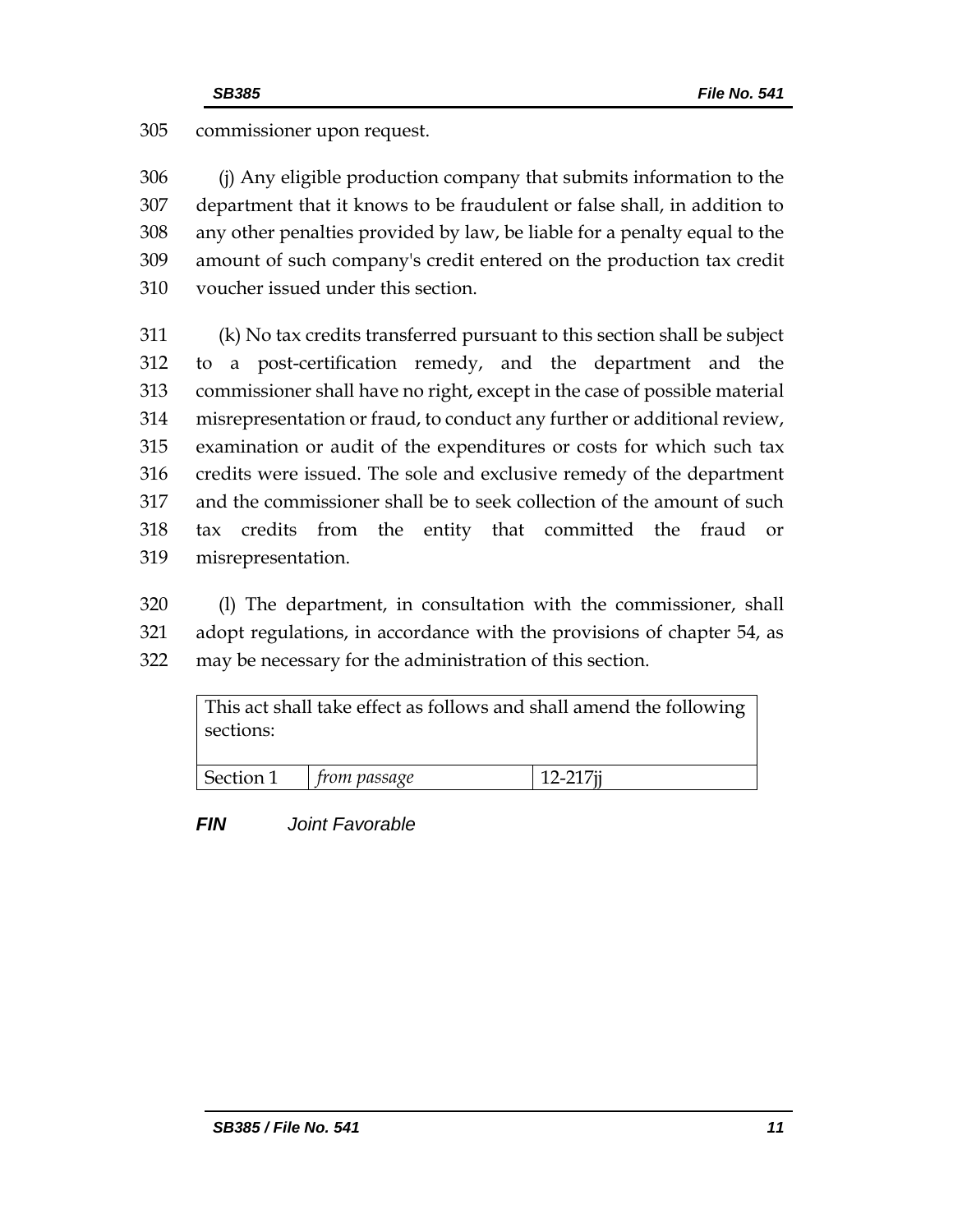305 commissioner upon request.

306 (j) Any eligible production company that submits information to the
307 department that it knows to be fraudulent or false shall, in addition to
308 any other penalties provided by law, be liable for a penalty equal to the
309 amount of such company's credit entered on the production tax credit
310 voucher issued under this section.

311 (k) No tax credits transferred pursuant to this section shall be subject
312 to a post-certification remedy, and the department and the
313 commissioner shall have no right, except in the case of possible material
314 misrepresentation or fraud, to conduct any further or additional review,
315 examination or audit of the expenditures or costs for which such tax
316 credits were issued. The sole and exclusive remedy of the department
317 and the commissioner shall be to seek collection of the amount of such
318 tax credits from the entity that committed the fraud or
319 misrepresentation.

320 (l) The department, in consultation with the commissioner, shall
321 adopt regulations, in accordance with the provisions of chapter 54, as
322 may be necessary for the administration of this section.

| This act shall take effect as follows and shall amend the following sections: | | |
|---|---|---|
| Section 1 | *from passage* | 12-217jj |

***FIN*** *Joint Favorable*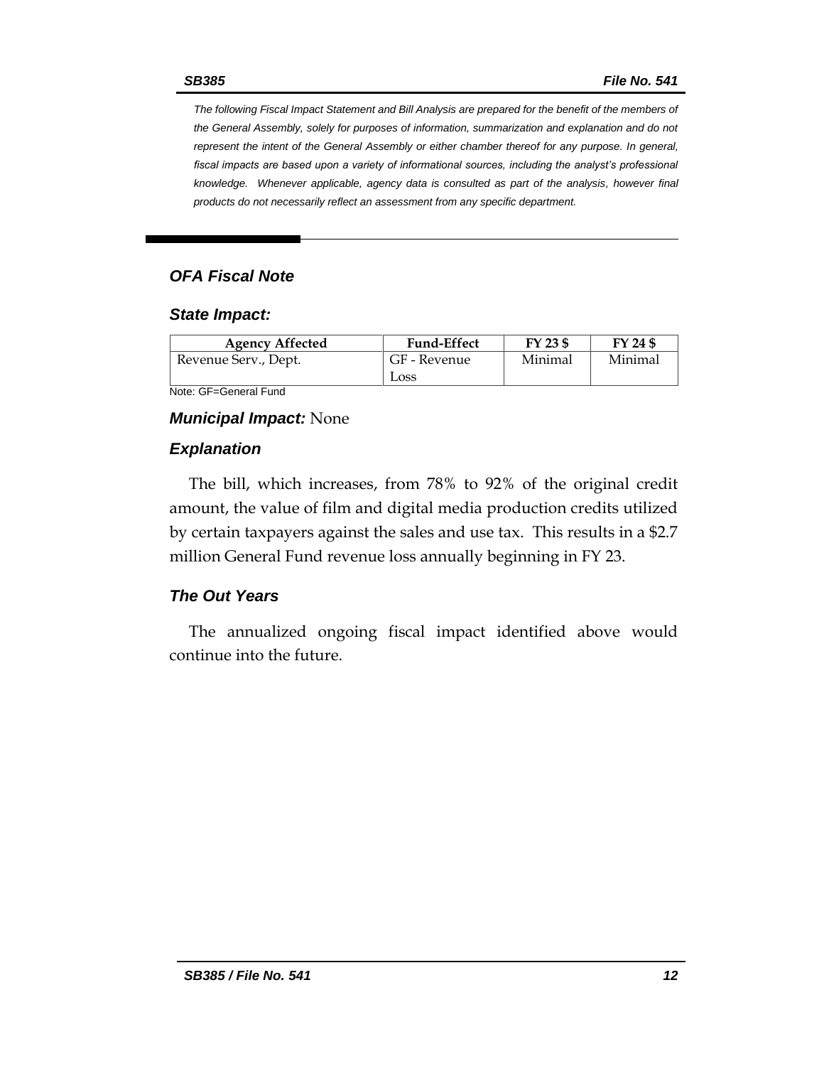*The following Fiscal Impact Statement and Bill Analysis are prepared for the benefit of the members of the General Assembly, solely for purposes of information, summarization and explanation and do not represent the intent of the General Assembly or either chamber thereof for any purpose. In general, fiscal impacts are based upon a variety of informational sources, including the analyst's professional knowledge. Whenever applicable, agency data is consulted as part of the analysis, however final products do not necessarily reflect an assessment from any specific department.*

## OFA Fiscal Note

### State Impact:

| Agency Affected | Fund-Effect | FY 23 $ | FY 24 $ |
|---|---|---|---|
| Revenue Serv., Dept. | GF - Revenue Loss | Minimal | Minimal |

Note: GF=General Fund

### Municipal Impact: None

### Explanation

The bill, which increases, from 78% to 92% of the original credit amount, the value of film and digital media production credits utilized by certain taxpayers against the sales and use tax. This results in a $2.7 million General Fund revenue loss annually beginning in FY 23.

### The Out Years

The annualized ongoing fiscal impact identified above would continue into the future.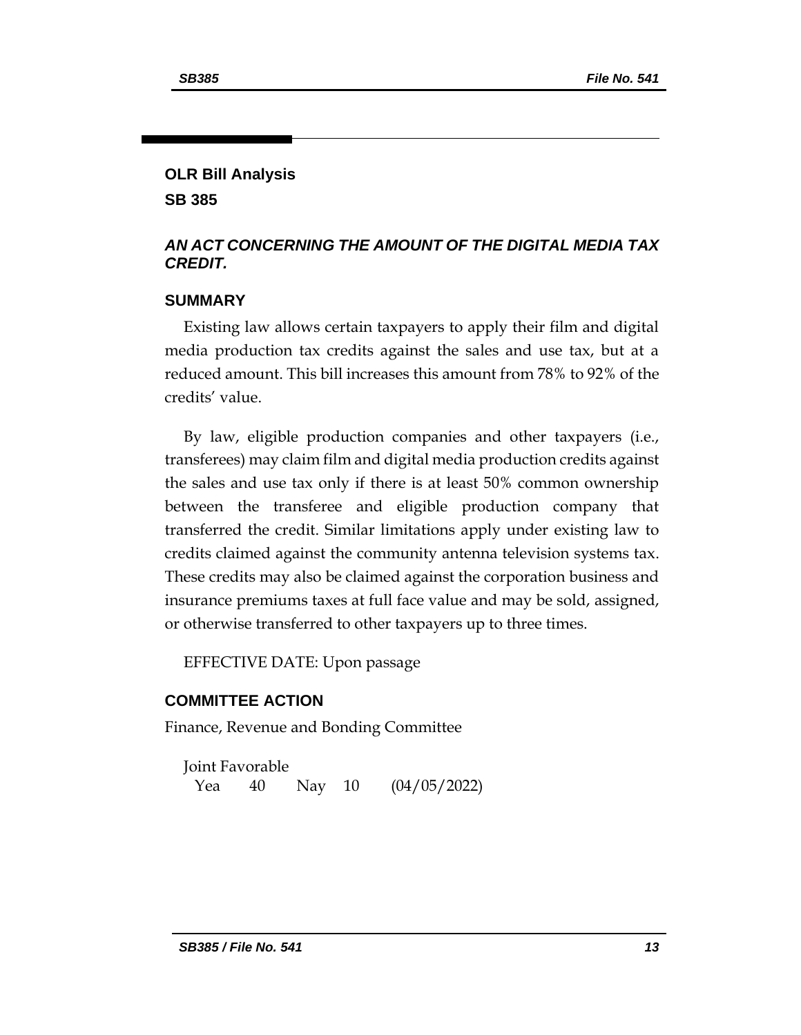## OLR Bill Analysis

## SB 385

### *AN ACT CONCERNING THE AMOUNT OF THE DIGITAL MEDIA TAX CREDIT.*

### SUMMARY

Existing law allows certain taxpayers to apply their film and digital media production tax credits against the sales and use tax, but at a reduced amount. This bill increases this amount from 78% to 92% of the credits' value.

By law, eligible production companies and other taxpayers (i.e., transferees) may claim film and digital media production credits against the sales and use tax only if there is at least 50% common ownership between the transferee and eligible production company that transferred the credit. Similar limitations apply under existing law to credits claimed against the community antenna television systems tax. These credits may also be claimed against the corporation business and insurance premiums taxes at full face value and may be sold, assigned, or otherwise transferred to other taxpayers up to three times.

EFFECTIVE DATE: Upon passage

### COMMITTEE ACTION

Finance, Revenue and Bonding Committee

Joint Favorable
Yea 40 Nay 10 (04/05/2022)